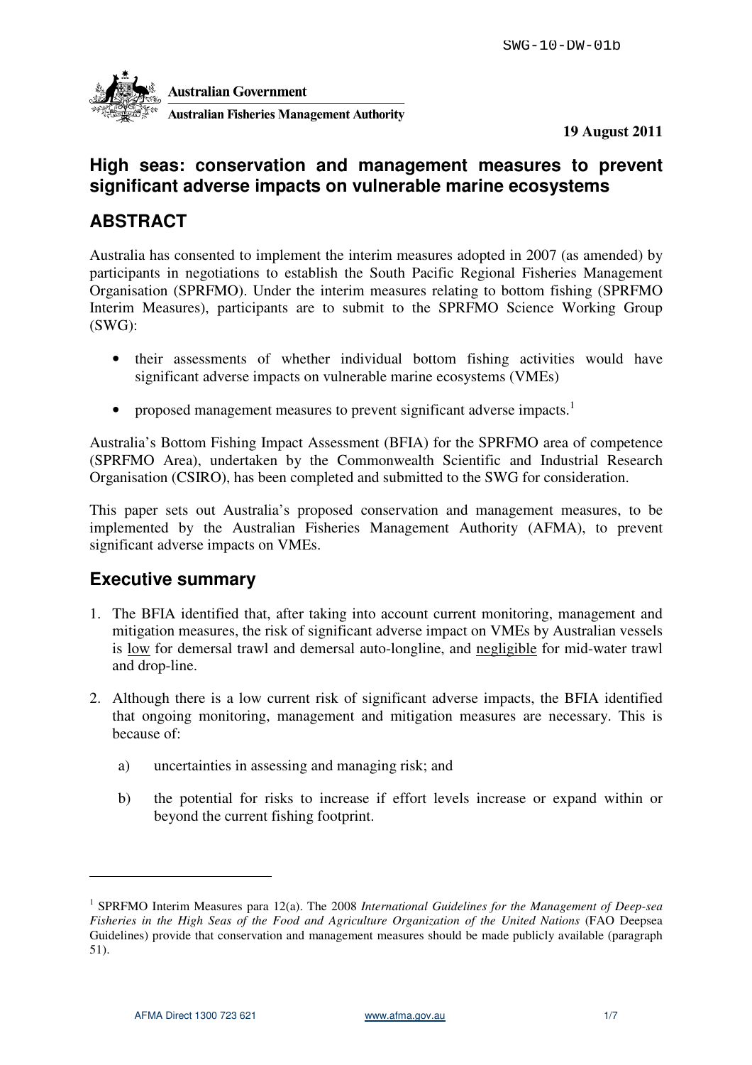SWG-10-DW-01b

**Australian Government**

**Australian Fisheries Management Authority**

**19 August 2011**

# High seas: conservation and management measures to prevent significant adverse impacts on vulnerable marine ecosystems

## ABSTRACT

Australia has consented to implement the interim measures adopted in 2007 (as amended) by participants in negotiations to establish the South Pacific Regional Fisheries Management Organisation (SPRFMO). Under the interim measures relating to bottom fishing (SPRFMO Interim Measures), participants are to submit to the SPRFMO Science Working Group (SWG):

- their assessments of whether individual bottom fishing activities would have significant adverse impacts on vulnerable marine ecosystems (VMEs)
- proposed management measures to prevent significant adverse impacts.[1]

Australia's Bottom Fishing Impact Assessment (BFIA) for the SPRFMO area of competence (SPRFMO Area), undertaken by the Commonwealth Scientific and Industrial Research Organisation (CSIRO), has been completed and submitted to the SWG for consideration.

This paper sets out Australia's proposed conservation and management measures, to be implemented by the Australian Fisheries Management Authority (AFMA), to prevent significant adverse impacts on VMEs.

## Executive summary

1. The BFIA identified that, after taking into account current monitoring, management and mitigation measures, the risk of significant adverse impact on VMEs by Australian vessels is <u>low</u> for demersal trawl and demersal auto-longline, and <u>negligible</u> for mid-water trawl and drop-line.
2. Although there is a low current risk of significant adverse impacts, the BFIA identified that ongoing monitoring, management and mitigation measures are necessary. This is because of:
   a) uncertainties in assessing and managing risk; and
   b) the potential for risks to increase if effort levels increase or expand within or beyond the current fishing footprint.

---

[1] SPRFMO Interim Measures para 12(a). The 2008 *International Guidelines for the Management of Deep-sea Fisheries in the High Seas of the Food and Agriculture Organization of the United Nations* (FAO Deepsea Guidelines) provide that conservation and management measures should be made publicly available (paragraph 51).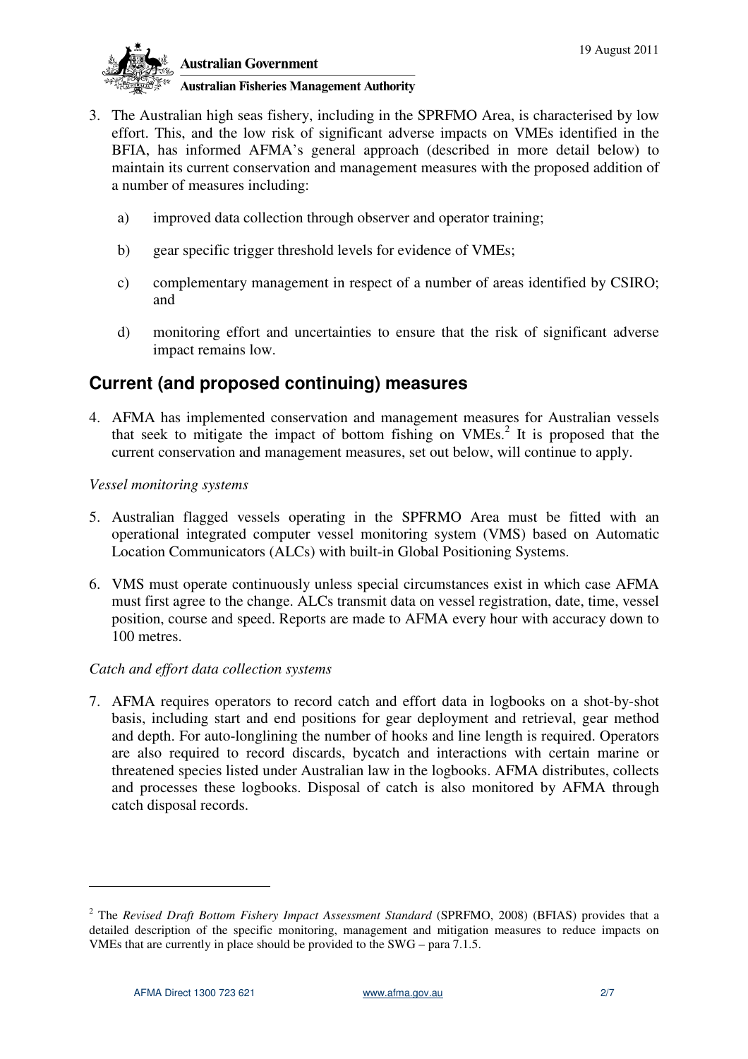3. The Australian high seas fishery, including in the SPRFMO Area, is characterised by low effort. This, and the low risk of significant adverse impacts on VMEs identified in the BFIA, has informed AFMA's general approach (described in more detail below) to maintain its current conservation and management measures with the proposed addition of a number of measures including:

   a) improved data collection through observer and operator training;

   b) gear specific trigger threshold levels for evidence of VMEs;

   c) complementary management in respect of a number of areas identified by CSIRO; and

   d) monitoring effort and uncertainties to ensure that the risk of significant adverse impact remains low.

## Current (and proposed continuing) measures

4. AFMA has implemented conservation and management measures for Australian vessels that seek to mitigate the impact of bottom fishing on VMEs.[2] It is proposed that the current conservation and management measures, set out below, will continue to apply.

*Vessel monitoring systems*

5. Australian flagged vessels operating in the SPFRMO Area must be fitted with an operational integrated computer vessel monitoring system (VMS) based on Automatic Location Communicators (ALCs) with built-in Global Positioning Systems.

6. VMS must operate continuously unless special circumstances exist in which case AFMA must first agree to the change. ALCs transmit data on vessel registration, date, time, vessel position, course and speed. Reports are made to AFMA every hour with accuracy down to 100 metres.

*Catch and effort data collection systems*

7. AFMA requires operators to record catch and effort data in logbooks on a shot-by-shot basis, including start and end positions for gear deployment and retrieval, gear method and depth. For auto-longlining the number of hooks and line length is required. Operators are also required to record discards, bycatch and interactions with certain marine or threatened species listed under Australian law in the logbooks. AFMA distributes, collects and processes these logbooks. Disposal of catch is also monitored by AFMA through catch disposal records.

---

[2] The *Revised Draft Bottom Fishery Impact Assessment Standard* (SPRFMO, 2008) (BFIAS) provides that a detailed description of the specific monitoring, management and mitigation measures to reduce impacts on VMEs that are currently in place should be provided to the SWG – para 7.1.5.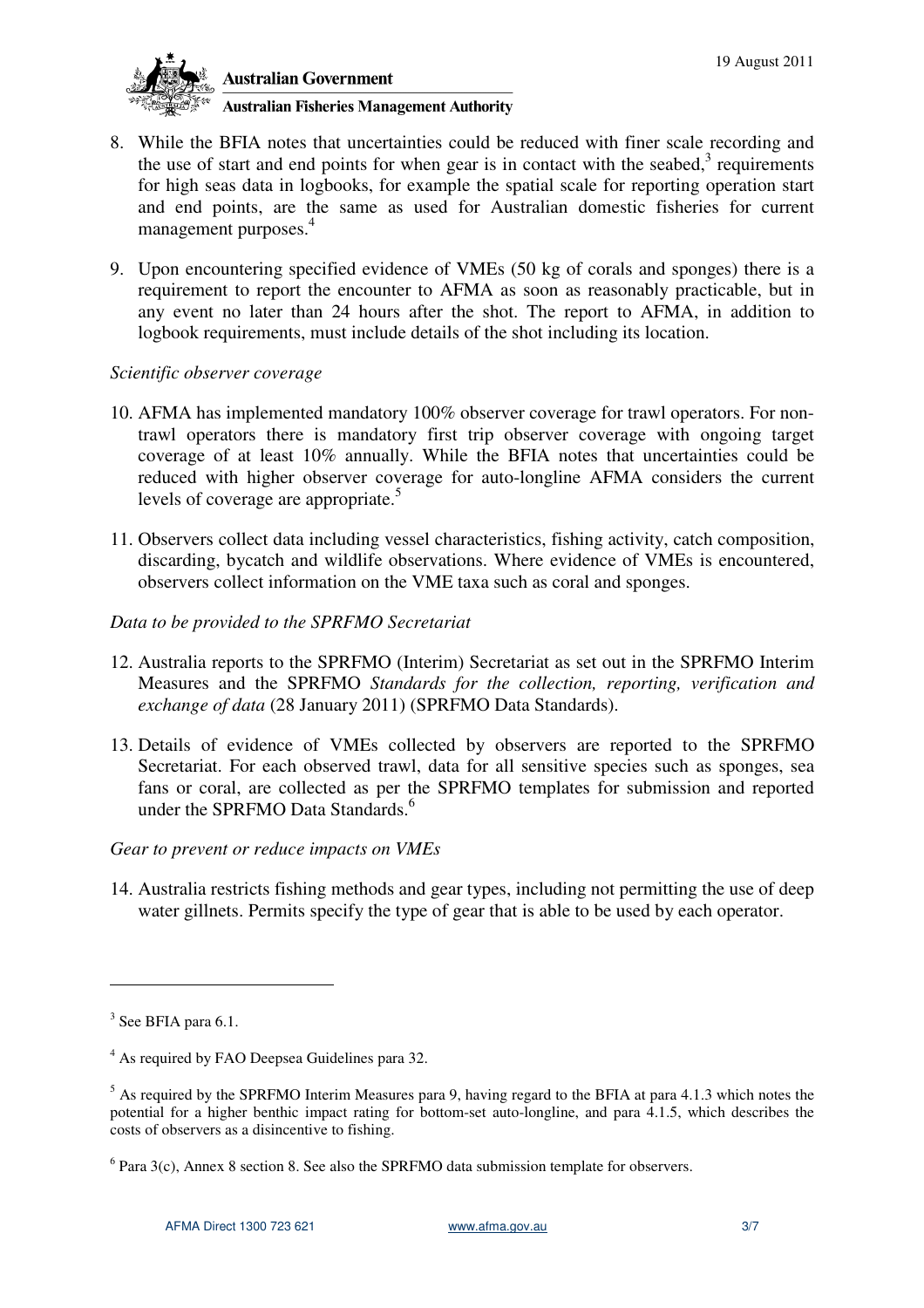8. While the BFIA notes that uncertainties could be reduced with finer scale recording and the use of start and end points for when gear is in contact with the seabed,[3] requirements for high seas data in logbooks, for example the spatial scale for reporting operation start and end points, are the same as used for Australian domestic fisheries for current management purposes.[4]

9. Upon encountering specified evidence of VMEs (50 kg of corals and sponges) there is a requirement to report the encounter to AFMA as soon as reasonably practicable, but in any event no later than 24 hours after the shot. The report to AFMA, in addition to logbook requirements, must include details of the shot including its location.

*Scientific observer coverage*

10. AFMA has implemented mandatory 100% observer coverage for trawl operators. For non-trawl operators there is mandatory first trip observer coverage with ongoing target coverage of at least 10% annually. While the BFIA notes that uncertainties could be reduced with higher observer coverage for auto-longline AFMA considers the current levels of coverage are appropriate.[5]

11. Observers collect data including vessel characteristics, fishing activity, catch composition, discarding, bycatch and wildlife observations. Where evidence of VMEs is encountered, observers collect information on the VME taxa such as coral and sponges.

*Data to be provided to the SPRFMO Secretariat*

12. Australia reports to the SPRFMO (Interim) Secretariat as set out in the SPRFMO Interim Measures and the SPRFMO *Standards for the collection, reporting, verification and exchange of data* (28 January 2011) (SPRFMO Data Standards).

13. Details of evidence of VMEs collected by observers are reported to the SPRFMO Secretariat. For each observed trawl, data for all sensitive species such as sponges, sea fans or coral, are collected as per the SPRFMO templates for submission and reported under the SPRFMO Data Standards.[6]

*Gear to prevent or reduce impacts on VMEs*

14. Australia restricts fishing methods and gear types, including not permitting the use of deep water gillnets. Permits specify the type of gear that is able to be used by each operator.

---

[3] See BFIA para 6.1.

[4] As required by FAO Deepsea Guidelines para 32.

[5] As required by the SPRFMO Interim Measures para 9, having regard to the BFIA at para 4.1.3 which notes the potential for a higher benthic impact rating for bottom-set auto-longline, and para 4.1.5, which describes the costs of observers as a disincentive to fishing.

[6] Para 3(c), Annex 8 section 8. See also the SPRFMO data submission template for observers.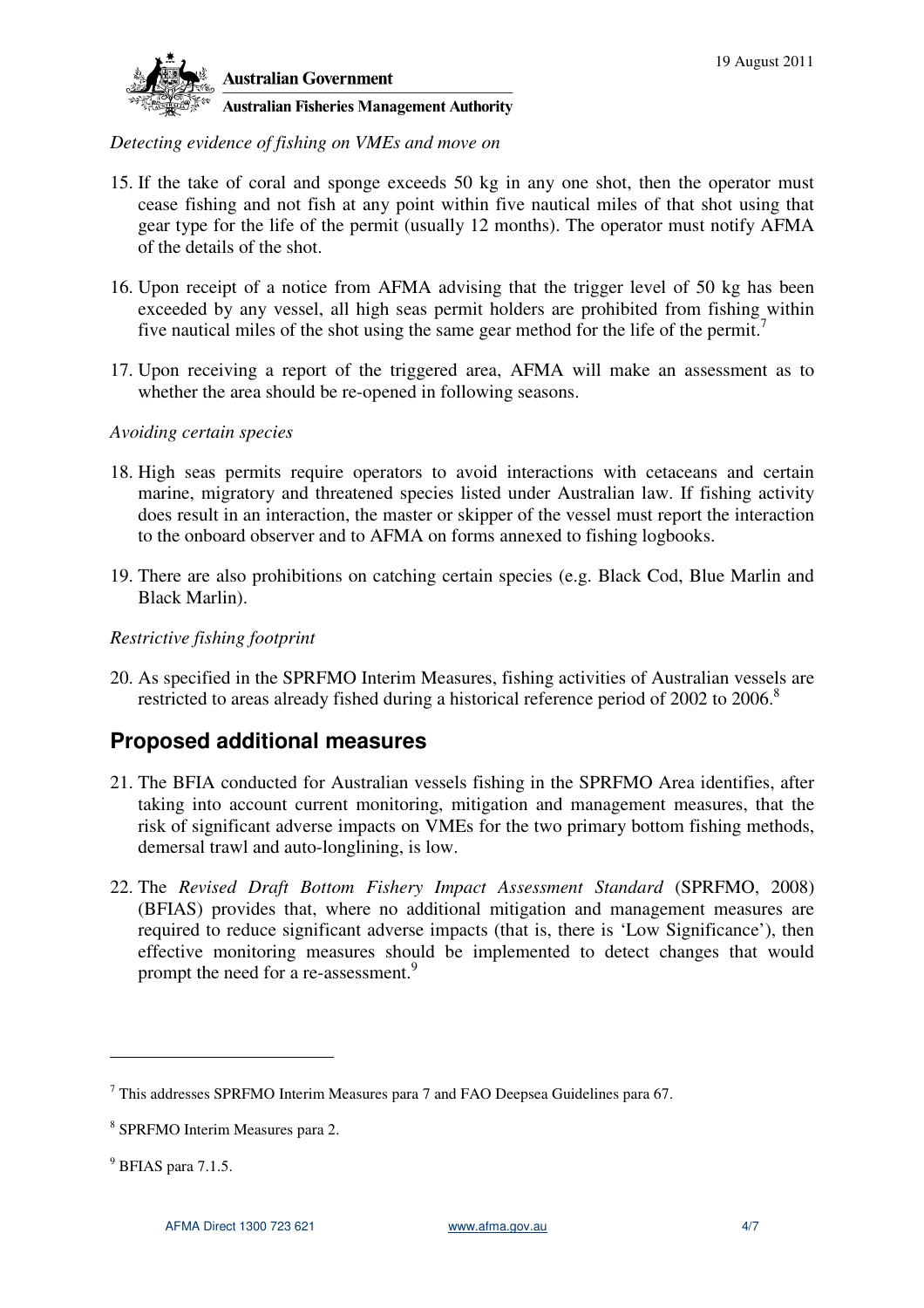*Detecting evidence of fishing on VMEs and move on*

15. If the take of coral and sponge exceeds 50 kg in any one shot, then the operator must cease fishing and not fish at any point within five nautical miles of that shot using that gear type for the life of the permit (usually 12 months). The operator must notify AFMA of the details of the shot.

16. Upon receipt of a notice from AFMA advising that the trigger level of 50 kg has been exceeded by any vessel, all high seas permit holders are prohibited from fishing within five nautical miles of the shot using the same gear method for the life of the permit.[7]

17. Upon receiving a report of the triggered area, AFMA will make an assessment as to whether the area should be re-opened in following seasons.

*Avoiding certain species*

18. High seas permits require operators to avoid interactions with cetaceans and certain marine, migratory and threatened species listed under Australian law. If fishing activity does result in an interaction, the master or skipper of the vessel must report the interaction to the onboard observer and to AFMA on forms annexed to fishing logbooks.

19. There are also prohibitions on catching certain species (e.g. Black Cod, Blue Marlin and Black Marlin).

*Restrictive fishing footprint*

20. As specified in the SPRFMO Interim Measures, fishing activities of Australian vessels are restricted to areas already fished during a historical reference period of 2002 to 2006.[8]

## Proposed additional measures

21. The BFIA conducted for Australian vessels fishing in the SPRFMO Area identifies, after taking into account current monitoring, mitigation and management measures, that the risk of significant adverse impacts on VMEs for the two primary bottom fishing methods, demersal trawl and auto-longlining, is low.

22. The *Revised Draft Bottom Fishery Impact Assessment Standard* (SPRFMO, 2008) (BFIAS) provides that, where no additional mitigation and management measures are required to reduce significant adverse impacts (that is, there is 'Low Significance'), then effective monitoring measures should be implemented to detect changes that would prompt the need for a re-assessment.[9]

---

[7] This addresses SPRFMO Interim Measures para 7 and FAO Deepsea Guidelines para 67.

[8] SPRFMO Interim Measures para 2.

[9] BFIAS para 7.1.5.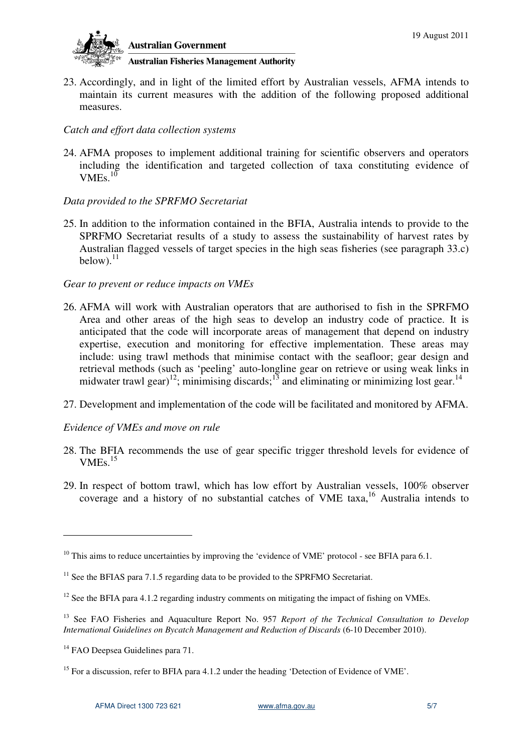23. Accordingly, and in light of the limited effort by Australian vessels, AFMA intends to maintain its current measures with the addition of the following proposed additional measures.

*Catch and effort data collection systems*

24. AFMA proposes to implement additional training for scientific observers and operators including the identification and targeted collection of taxa constituting evidence of VMEs.[10]

*Data provided to the SPRFMO Secretariat*

25. In addition to the information contained in the BFIA, Australia intends to provide to the SPRFMO Secretariat results of a study to assess the sustainability of harvest rates by Australian flagged vessels of target species in the high seas fisheries (see paragraph 33.c) below).[11]

*Gear to prevent or reduce impacts on VMEs*

26. AFMA will work with Australian operators that are authorised to fish in the SPRFMO Area and other areas of the high seas to develop an industry code of practice. It is anticipated that the code will incorporate areas of management that depend on industry expertise, execution and monitoring for effective implementation. These areas may include: using trawl methods that minimise contact with the seafloor; gear design and retrieval methods (such as 'peeling' auto-longline gear on retrieve or using weak links in midwater trawl gear)[12]; minimising discards;[13] and eliminating or minimizing lost gear.[14]

27. Development and implementation of the code will be facilitated and monitored by AFMA.

*Evidence of VMEs and move on rule*

28. The BFIA recommends the use of gear specific trigger threshold levels for evidence of VMEs.[15]

29. In respect of bottom trawl, which has low effort by Australian vessels, 100% observer coverage and a history of no substantial catches of VME taxa,[16] Australia intends to

---

[10] This aims to reduce uncertainties by improving the 'evidence of VME' protocol - see BFIA para 6.1.

[11] See the BFIAS para 7.1.5 regarding data to be provided to the SPRFMO Secretariat.

[12] See the BFIA para 4.1.2 regarding industry comments on mitigating the impact of fishing on VMEs.

[13] See FAO Fisheries and Aquaculture Report No. 957 *Report of the Technical Consultation to Develop International Guidelines on Bycatch Management and Reduction of Discards* (6-10 December 2010).

[14] FAO Deepsea Guidelines para 71.

[15] For a discussion, refer to BFIA para 4.1.2 under the heading 'Detection of Evidence of VME'.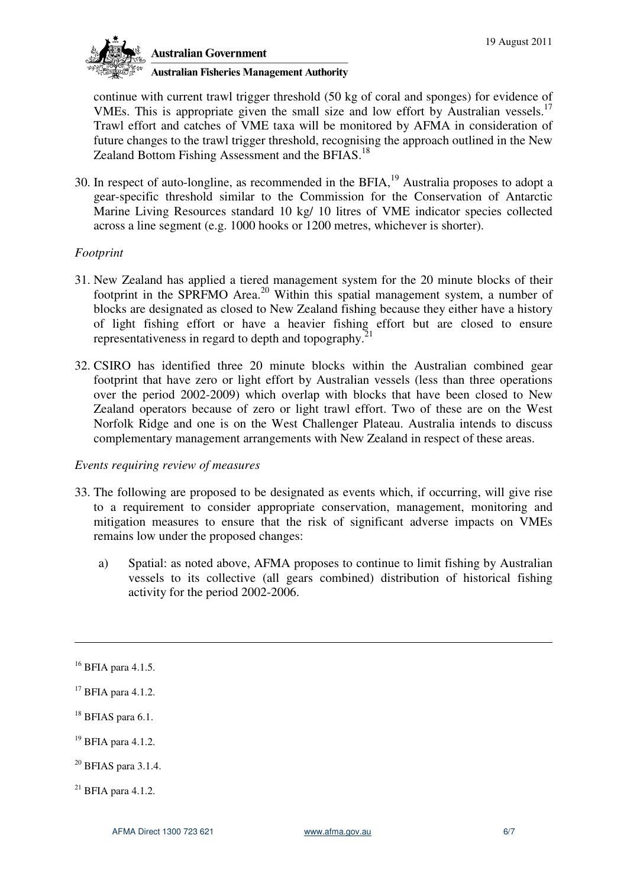continue with current trawl trigger threshold (50 kg of coral and sponges) for evidence of VMEs. This is appropriate given the small size and low effort by Australian vessels.[17] Trawl effort and catches of VME taxa will be monitored by AFMA in consideration of future changes to the trawl trigger threshold, recognising the approach outlined in the New Zealand Bottom Fishing Assessment and the BFIAS.[18]

30. In respect of auto-longline, as recommended in the BFIA,[19] Australia proposes to adopt a gear-specific threshold similar to the Commission for the Conservation of Antarctic Marine Living Resources standard 10 kg/ 10 litres of VME indicator species collected across a line segment (e.g. 1000 hooks or 1200 metres, whichever is shorter).

*Footprint*

31. New Zealand has applied a tiered management system for the 20 minute blocks of their footprint in the SPRFMO Area.[20] Within this spatial management system, a number of blocks are designated as closed to New Zealand fishing because they either have a history of light fishing effort or have a heavier fishing effort but are closed to ensure representativeness in regard to depth and topography.[21]

32. CSIRO has identified three 20 minute blocks within the Australian combined gear footprint that have zero or light effort by Australian vessels (less than three operations over the period 2002-2009) which overlap with blocks that have been closed to New Zealand operators because of zero or light trawl effort. Two of these are on the West Norfolk Ridge and one is on the West Challenger Plateau. Australia intends to discuss complementary management arrangements with New Zealand in respect of these areas.

*Events requiring review of measures*

33. The following are proposed to be designated as events which, if occurring, will give rise to a requirement to consider appropriate conservation, management, monitoring and mitigation measures to ensure that the risk of significant adverse impacts on VMEs remains low under the proposed changes:

    a) Spatial: as noted above, AFMA proposes to continue to limit fishing by Australian vessels to its collective (all gears combined) distribution of historical fishing activity for the period 2002-2006.

---

[16] BFIA para 4.1.5.

[17] BFIA para 4.1.2.

[18] BFIAS para 6.1.

[19] BFIA para 4.1.2.

[20] BFIAS para 3.1.4.

[21] BFIA para 4.1.2.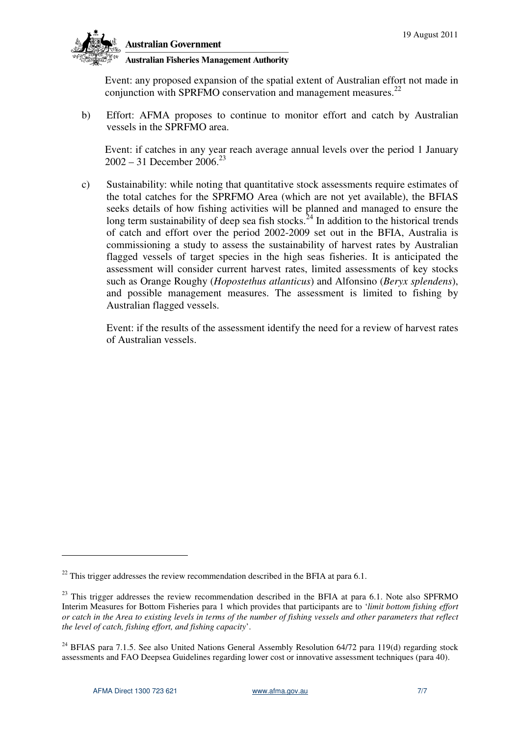Event: any proposed expansion of the spatial extent of Australian effort not made in conjunction with SPRFMO conservation and management measures.[22]

b) Effort: AFMA proposes to continue to monitor effort and catch by Australian vessels in the SPRFMO area.

Event: if catches in any year reach average annual levels over the period 1 January 2002 – 31 December 2006.[23]

c) Sustainability: while noting that quantitative stock assessments require estimates of the total catches for the SPRFMO Area (which are not yet available), the BFIAS seeks details of how fishing activities will be planned and managed to ensure the long term sustainability of deep sea fish stocks.[24] In addition to the historical trends of catch and effort over the period 2002-2009 set out in the BFIA, Australia is commissioning a study to assess the sustainability of harvest rates by Australian flagged vessels of target species in the high seas fisheries. It is anticipated the assessment will consider current harvest rates, limited assessments of key stocks such as Orange Roughy (*Hopostethus atlanticus*) and Alfonsino (*Beryx splendens*), and possible management measures. The assessment is limited to fishing by Australian flagged vessels.

Event: if the results of the assessment identify the need for a review of harvest rates of Australian vessels.

---

[22] This trigger addresses the review recommendation described in the BFIA at para 6.1.

[23] This trigger addresses the review recommendation described in the BFIA at para 6.1. Note also SPFRMO Interim Measures for Bottom Fisheries para 1 which provides that participants are to '*limit bottom fishing effort or catch in the Area to existing levels in terms of the number of fishing vessels and other parameters that reflect the level of catch, fishing effort, and fishing capacity*'.

[24] BFIAS para 7.1.5. See also United Nations General Assembly Resolution 64/72 para 119(d) regarding stock assessments and FAO Deepsea Guidelines regarding lower cost or innovative assessment techniques (para 40).